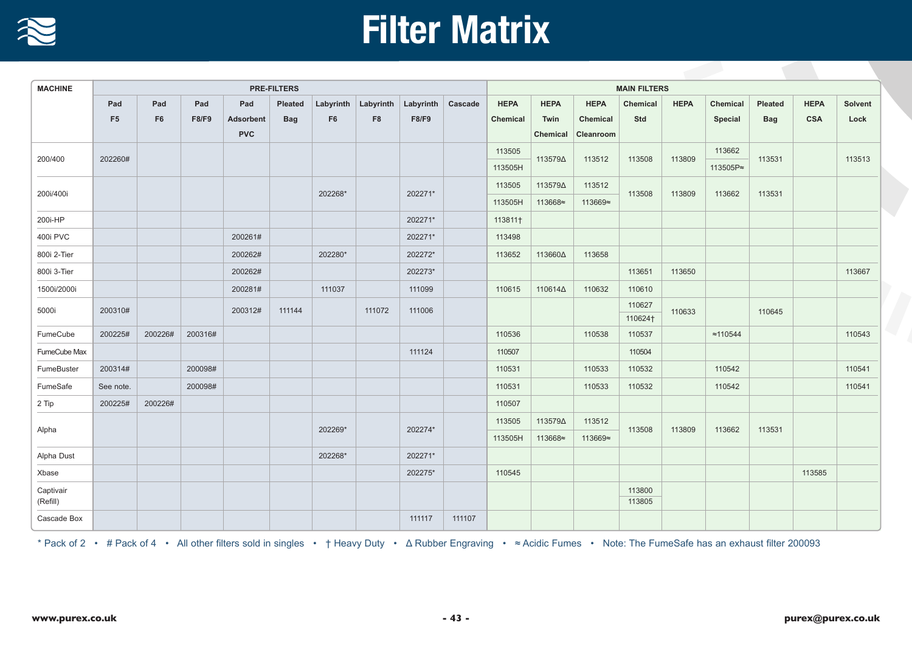# Filter Matrix

| MACHINE | PRE-FILTERS | | | | | | | | | MAIN FILTERS | | | | | | | | | |
|---|---|---|---|---|---|---|---|---|---|---|---|---|---|---|---|---|---|---|---|
| | Pad F5 | Pad F6 | Pad F8/F9 | Pad Adsorbent PVC | Pleated Bag | Labyrinth F6 | Labyrinth F8 | Labyrinth F8/F9 | Cascade | HEPA Chemical | HEPA Twin Chemical | HEPA Chemical Cleanroom | Chemical Std | HEPA | Chemical Special | Pleated Bag | HEPA CSA | Solvent Lock |
| 200/400 | 202260# | | | | | | | | | 113505 113505H | 113579Δ | 113512 | 113508 | 113809 | 113662 113505P≈ | 113531 | | 113513 |
| 200i/400i | | | | | | 202268* | | 202271* | | 113505 113505H | 113579Δ 113668≈ | 113512 113669≈ | 113508 | 113809 | 113662 | 113531 | | |
| 200i-HP | | | | | | | | 202271* | | 113811† | | | | | | | | |
| 400i PVC | | | | 200261# | | | | 202271* | | 113498 | | | | | | | | |
| 800i 2-Tier | | | | 200262# | | 202280* | | 202272* | | 113652 | 113660Δ | 113658 | | | | | | |
| 800i 3-Tier | | | | 200262# | | | | 202273* | | | | | 113651 | 113650 | | | | 113667 |
| 1500i/2000i | | | | 200281# | | 111037 | | 111099 | | 110615 | 110614Δ | 110632 | 110610 | | | | | |
| 5000i | 200310# | | | 200312# | 111144 | | 111072 | 111006 | | | | | 110627 110624† | 110633 | | 110645 | | |
| FumeCube | 200225# | 200226# | 200316# | | | | | | | 110536 | | 110538 | 110537 | | ≈110544 | | | 110543 |
| FumeCube Max | | | | | | | | 111124 | | 110507 | | | 110504 | | | | | |
| FumeBuster | 200314# | | 200098# | | | | | | | 110531 | | 110533 | 110532 | | 110542 | | | 110541 |
| FumeSafe | See note. | | 200098# | | | | | | | 110531 | | 110533 | 110532 | | 110542 | | | 110541 |
| 2 Tip | 200225# | 200226# | | | | | | | | 110507 | | | | | | | | |
| Alpha | | | | | | 202269* | | 202274* | | 113505 113505H | 113579Δ 113668≈ | 113512 113669≈ | 113508 | 113809 | 113662 | 113531 | | |
| Alpha Dust | | | | | | 202268* | | 202271* | | | | | | | | | | |
| Xbase | | | | | | | | 202275* | | 110545 | | | | | | | 113585 | |
| Captivair (Refill) | | | | | | | | | | | | | 113800 113805 | | | | | |
| Cascade Box | | | | | | | | 111117 | 111107 | | | | | | | | | |

\* Pack of 2 • # Pack of 4 • All other filters sold in singles • † Heavy Duty • Δ Rubber Engraving • ≈ Acidic Fumes • Note: The FumeSafe has an exhaust filter 200093

www.purex.co.uk

purex@purex.co.uk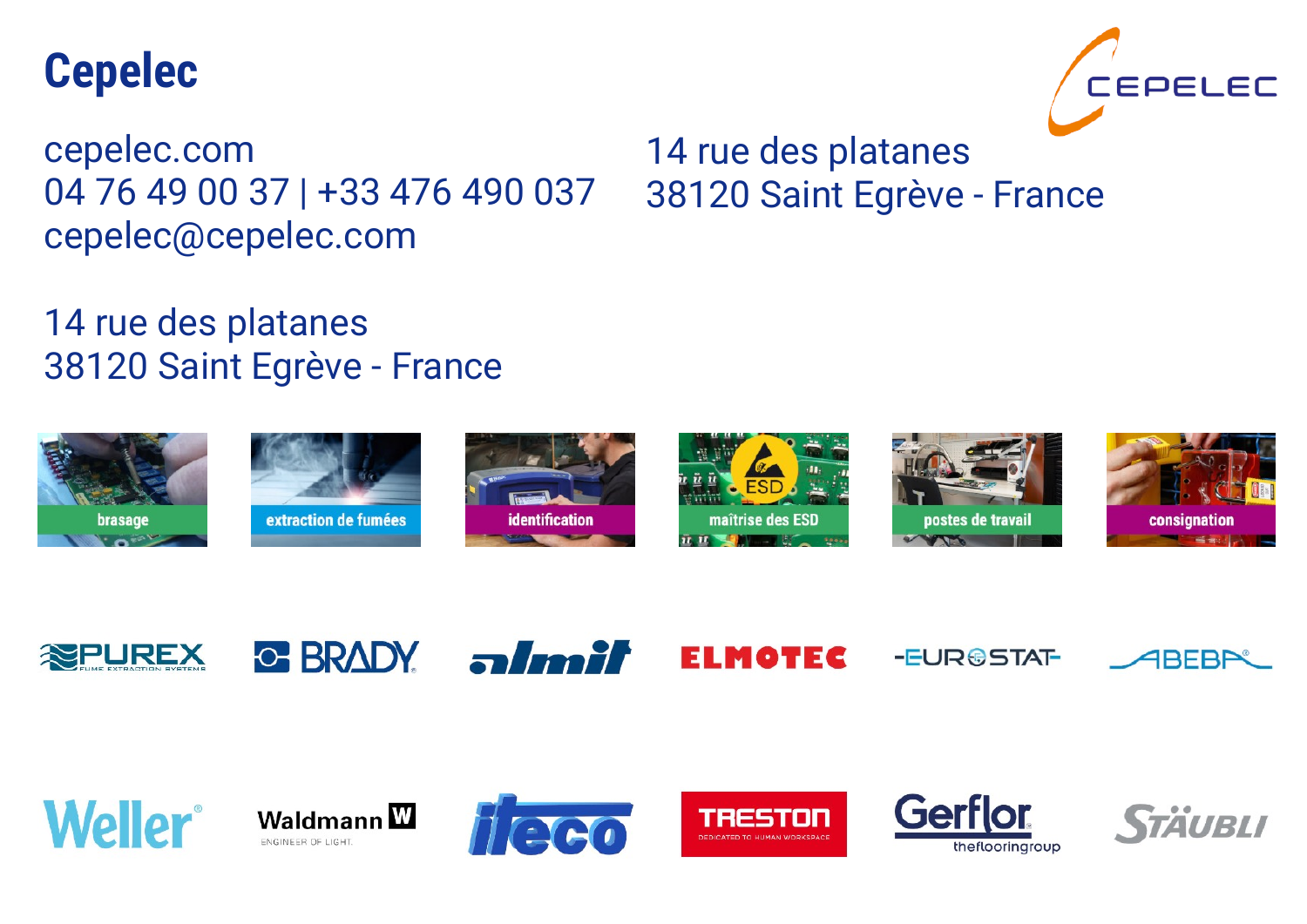# Cepelec

cepelec.com
04 76 49 00 37 | +33 476 490 037
cepelec@cepelec.com

14 rue des platanes
38120 Saint Egrève - France

14 rue des platanes
38120 Saint Egrève - France

brasage

extraction de fumées

identification

maîtrise des ESD

postes de travail

consignation